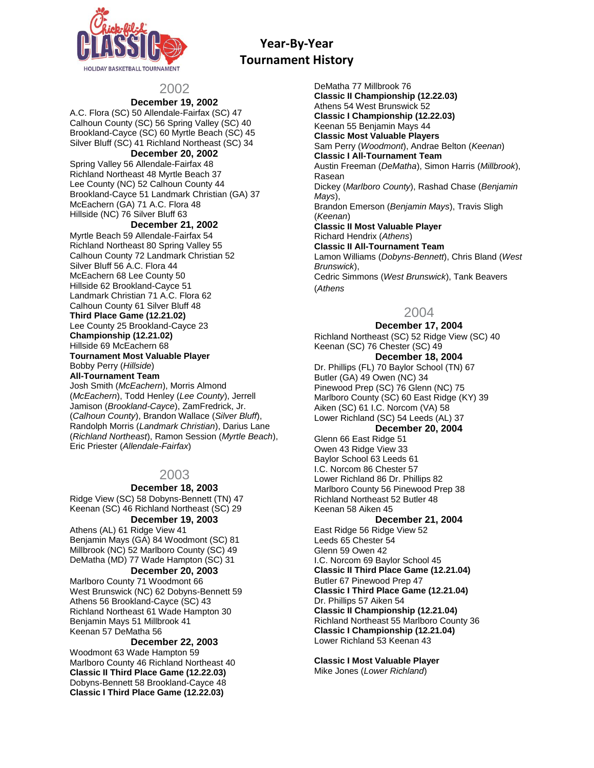# Year-By-Year Tournament History

## 2002

### December 19, 2002

A.C. Flora (SC) 50 Allendale-Fairfax (SC) 47
Calhoun County (SC) 56 Spring Valley (SC) 40
Brookland-Cayce (SC) 60 Myrtle Beach (SC) 45
Silver Bluff (SC) 41 Richland Northeast (SC) 34

### December 20, 2002

Spring Valley 56 Allendale-Fairfax 48
Richland Northeast 48 Myrtle Beach 37
Lee County (NC) 52 Calhoun County 44
Brookland-Cayce 51 Landmark Christian (GA) 37
McEachern (GA) 71 A.C. Flora 48
Hillside (NC) 76 Silver Bluff 63

### December 21, 2002

Myrtle Beach 59 Allendale-Fairfax 54
Richland Northeast 80 Spring Valley 55
Calhoun County 72 Landmark Christian 52
Silver Bluff 56 A.C. Flora 44
McEachern 68 Lee County 50
Hillside 62 Brookland-Cayce 51
Landmark Christian 71 A.C. Flora 62
Calhoun County 61 Silver Bluff 48

**Third Place Game (12.21.02)**
Lee County 25 Brookland-Cayce 23

**Championship (12.21.02)**
Hillside 69 McEachern 68

**Tournament Most Valuable Player**
Bobby Perry (*Hillside*)

**All-Tournament Team**
Josh Smith (*McEachern*), Morris Almond (*McEachern*), Todd Henley (*Lee County*), Jerrell Jamison (*Brookland-Cayce*), ZamFredrick, Jr. (*Calhoun County*), Brandon Wallace (*Silver Bluff*), Randolph Morris (*Landmark Christian*), Darius Lane (*Richland Northeast*), Ramon Session (*Myrtle Beach*), Eric Priester (*Allendale-Fairfax*)

## 2003

### December 18, 2003

Ridge View (SC) 58 Dobyns-Bennett (TN) 47
Keenan (SC) 46 Richland Northeast (SC) 29

### December 19, 2003

Athens (AL) 61 Ridge View 41
Benjamin Mays (GA) 84 Woodmont (SC) 81
Millbrook (NC) 52 Marlboro County (SC) 49
DeMatha (MD) 77 Wade Hampton (SC) 31

### December 20, 2003

Marlboro County 71 Woodmont 66
West Brunswick (NC) 62 Dobyns-Bennett 59
Athens 56 Brookland-Cayce (SC) 43
Richland Northeast 61 Wade Hampton 30
Benjamin Mays 51 Millbrook 41
Keenan 57 DeMatha 56

### December 22, 2003

Woodmont 63 Wade Hampton 59
Marlboro County 46 Richland Northeast 40

**Classic II Third Place Game (12.22.03)**
Dobyns-Bennett 58 Brookland-Cayce 48

**Classic I Third Place Game (12.22.03)**
DeMatha 77 Millbrook 76

**Classic II Championship (12.22.03)**
Athens 54 West Brunswick 52

**Classic I Championship (12.22.03)**
Keenan 55 Benjamin Mays 44

**Classic Most Valuable Players**
Sam Perry (*Woodmont*), Andrae Belton (*Keenan*)

**Classic I All-Tournament Team**
Austin Freeman (*DeMatha*), Simon Harris (*Millbrook*), Rasean Dickey (*Marlboro County*), Rashad Chase (*Benjamin Mays*), Brandon Emerson (*Benjamin Mays*), Travis Sligh (*Keenan*)

**Classic II Most Valuable Player**
Richard Hendrix (*Athens*)

**Classic II All-Tournament Team**
Lamon Williams (*Dobyns-Bennett*), Chris Bland (*West Brunswick*), Cedric Simmons (*West Brunswick*), Tank Beavers (*Athens*

## 2004

### December 17, 2004

Richland Northeast (SC) 52 Ridge View (SC) 40
Keenan (SC) 76 Chester (SC) 49

### December 18, 2004

Dr. Phillips (FL) 70 Baylor School (TN) 67
Butler (GA) 49 Owen (NC) 34
Pinewood Prep (SC) 76 Glenn (NC) 75
Marlboro County (SC) 60 East Ridge (KY) 39
Aiken (SC) 61 I.C. Norcom (VA) 58
Lower Richland (SC) 54 Leeds (AL) 37

### December 20, 2004

Glenn 66 East Ridge 51
Owen 43 Ridge View 33
Baylor School 63 Leeds 61
I.C. Norcom 86 Chester 57
Lower Richland 86 Dr. Phillips 82
Marlboro County 56 Pinewood Prep 38
Richland Northeast 52 Butler 48
Keenan 58 Aiken 45

### December 21, 2004

East Ridge 56 Ridge View 52
Leeds 65 Chester 54
Glenn 59 Owen 42
I.C. Norcom 69 Baylor School 45

**Classic II Third Place Game (12.21.04)**
Butler 67 Pinewood Prep 47

**Classic I Third Place Game (12.21.04)**
Dr. Phillips 57 Aiken 54

**Classic II Championship (12.21.04)**
Richland Northeast 55 Marlboro County 36

**Classic I Championship (12.21.04)**
Lower Richland 53 Keenan 43

**Classic I Most Valuable Player**
Mike Jones (*Lower Richland*)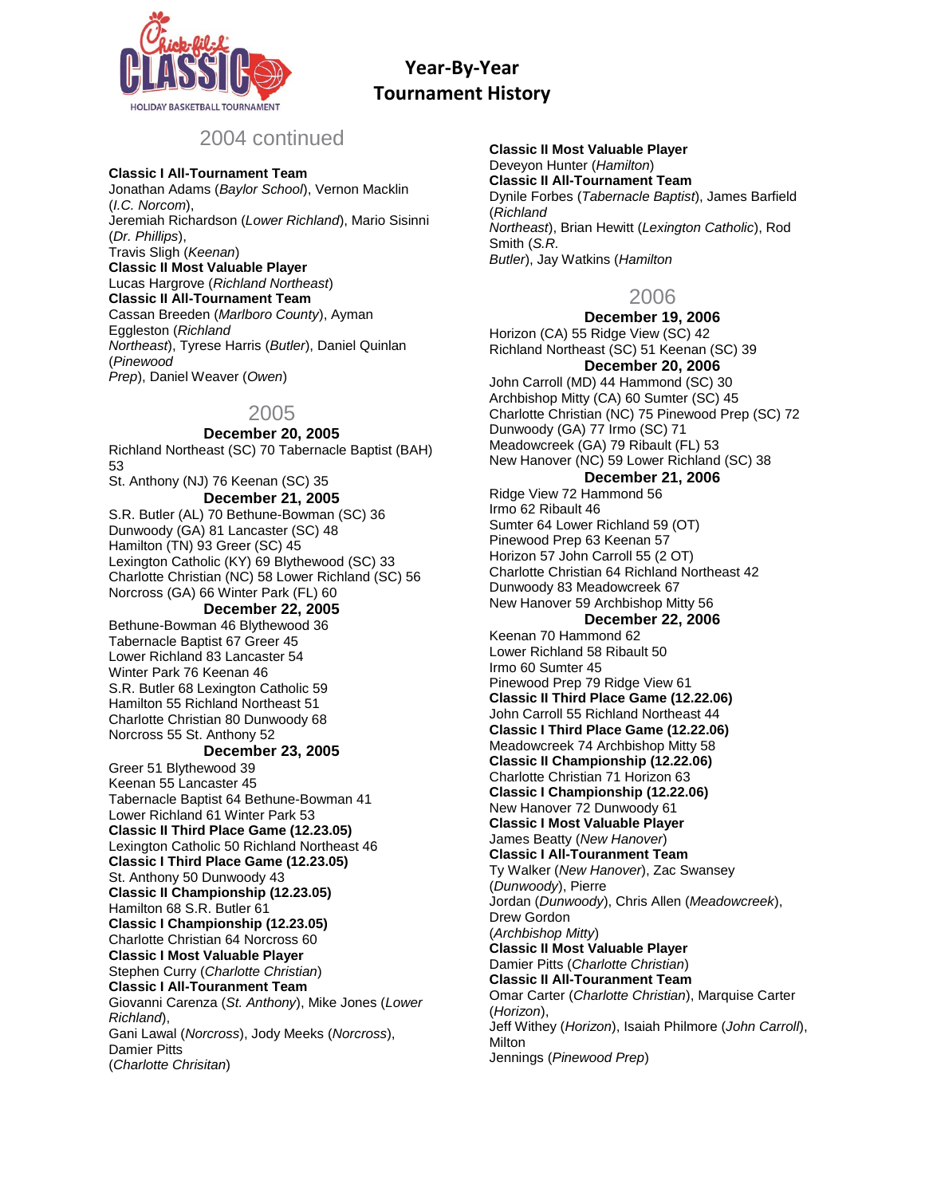# Year-By-Year Tournament History

## 2004 continued

**Classic I All-Tournament Team**
Jonathan Adams (*Baylor School*), Vernon Macklin (*I.C. Norcom*),
Jeremiah Richardson (*Lower Richland*), Mario Sisinni (*Dr. Phillips*),
Travis Sligh (*Keenan*)
**Classic II Most Valuable Player**
Lucas Hargrove (*Richland Northeast*)
**Classic II All-Tournament Team**
Cassan Breeden (*Marlboro County*), Ayman Eggleston (*Richland Northeast*), Tyrese Harris (*Butler*), Daniel Quinlan (*Pinewood Prep*), Daniel Weaver (*Owen*)

## 2005

**December 20, 2005**
Richland Northeast (SC) 70 Tabernacle Baptist (BAH) 53
St. Anthony (NJ) 76 Keenan (SC) 35
**December 21, 2005**
S.R. Butler (AL) 70 Bethune-Bowman (SC) 36
Dunwoody (GA) 81 Lancaster (SC) 48
Hamilton (TN) 93 Greer (SC) 45
Lexington Catholic (KY) 69 Blythewood (SC) 33
Charlotte Christian (NC) 58 Lower Richland (SC) 56
Norcross (GA) 66 Winter Park (FL) 60
**December 22, 2005**
Bethune-Bowman 46 Blythewood 36
Tabernacle Baptist 67 Greer 45
Lower Richland 83 Lancaster 54
Winter Park 76 Keenan 46
S.R. Butler 68 Lexington Catholic 59
Hamilton 55 Richland Northeast 51
Charlotte Christian 80 Dunwoody 68
Norcross 55 St. Anthony 52
**December 23, 2005**
Greer 51 Blythewood 39
Keenan 55 Lancaster 45
Tabernacle Baptist 64 Bethune-Bowman 41
Lower Richland 61 Winter Park 53
**Classic II Third Place Game (12.23.05)**
Lexington Catholic 50 Richland Northeast 46
**Classic I Third Place Game (12.23.05)**
St. Anthony 50 Dunwoody 43
**Classic II Championship (12.23.05)**
Hamilton 68 S.R. Butler 61
**Classic I Championship (12.23.05)**
Charlotte Christian 64 Norcross 60
**Classic I Most Valuable Player**
Stephen Curry (*Charlotte Christian*)
**Classic I All-Tournament Team**
Giovanni Carenza (*St. Anthony*), Mike Jones (*Lower Richland*),
Gani Lawal (*Norcross*), Jody Meeks (*Norcross*), Damier Pitts (*Charlotte Chrisitan*)
**Classic II Most Valuable Player**
Deveyon Hunter (*Hamilton*)
**Classic II All-Tournament Team**
Dynile Forbes (*Tabernacle Baptist*), James Barfield (*Richland Northeast*), Brian Hewitt (*Lexington Catholic*), Rod Smith (*S.R. Butler*), Jay Watkins (*Hamilton*)

## 2006

**December 19, 2006**
Horizon (CA) 55 Ridge View (SC) 42
Richland Northeast (SC) 51 Keenan (SC) 39
**December 20, 2006**
John Carroll (MD) 44 Hammond (SC) 30
Archbishop Mitty (CA) 60 Sumter (SC) 45
Charlotte Christian (NC) 75 Pinewood Prep (SC) 72
Dunwoody (GA) 77 Irmo (SC) 71
Meadowcreek (GA) 79 Ribault (FL) 53
New Hanover (NC) 59 Lower Richland (SC) 38
**December 21, 2006**
Ridge View 72 Hammond 56
Irmo 62 Ribault 46
Sumter 64 Lower Richland 59 (OT)
Pinewood Prep 63 Keenan 57
Horizon 57 John Carroll 55 (2 OT)
Charlotte Christian 64 Richland Northeast 42
Dunwoody 83 Meadowcreek 67
New Hanover 59 Archbishop Mitty 56
**December 22, 2006**
Keenan 70 Hammond 62
Lower Richland 58 Ribault 50
Irmo 60 Sumter 45
Pinewood Prep 79 Ridge View 61
**Classic II Third Place Game (12.22.06)**
John Carroll 55 Richland Northeast 44
**Classic I Third Place Game (12.22.06)**
Meadowcreek 74 Archbishop Mitty 58
**Classic II Championship (12.22.06)**
Charlotte Christian 71 Horizon 63
**Classic I Championship (12.22.06)**
New Hanover 72 Dunwoody 61
**Classic I Most Valuable Player**
James Beatty (*New Hanover*)
**Classic I All-Tournament Team**
Ty Walker (*New Hanover*), Zac Swansey (*Dunwoody*), Pierre Jordan (*Dunwoody*), Chris Allen (*Meadowcreek*), Drew Gordon (*Archbishop Mitty*)
**Classic II Most Valuable Player**
Damier Pitts (*Charlotte Christian*)
**Classic II All-Tournament Team**
Omar Carter (*Charlotte Christian*), Marquise Carter (*Horizon*),
Jeff Withey (*Horizon*), Isaiah Philmore (*John Carroll*), Milton Jennings (*Pinewood Prep*)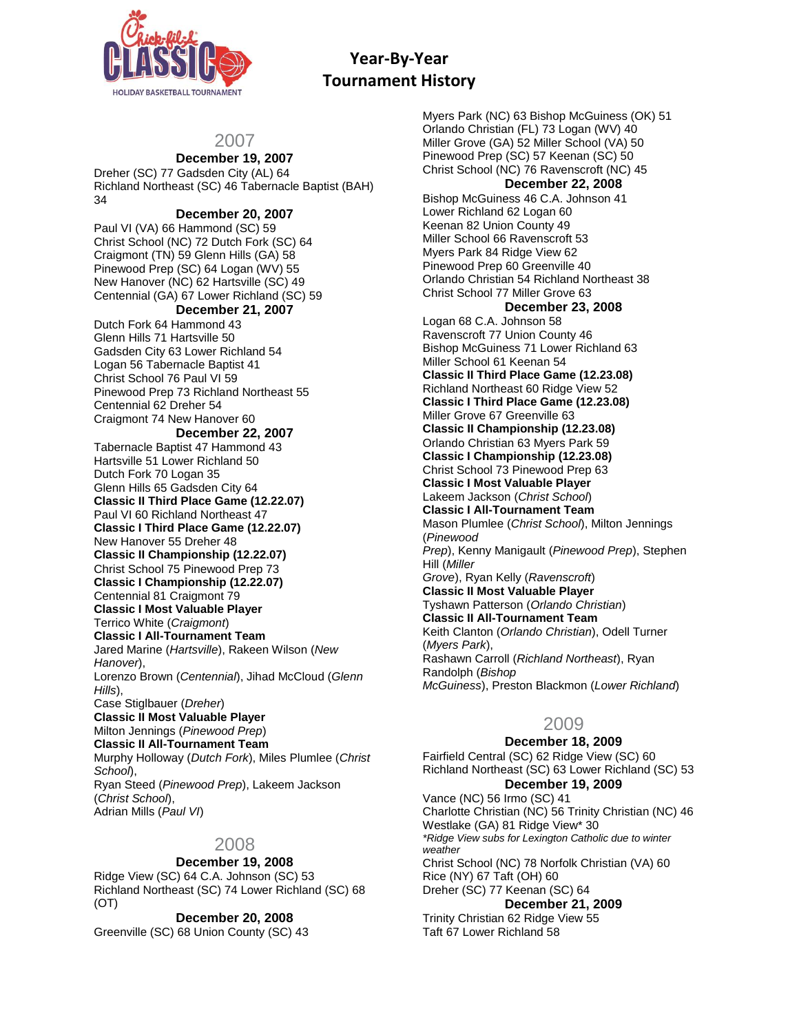# Year-By-Year Tournament History

## 2007

**December 19, 2007**

Dreher (SC) 77 Gadsden City (AL) 64
Richland Northeast (SC) 46 Tabernacle Baptist (BAH) 34

**December 20, 2007**

Paul VI (VA) 66 Hammond (SC) 59
Christ School (NC) 72 Dutch Fork (SC) 64
Craigmont (TN) 59 Glenn Hills (GA) 58
Pinewood Prep (SC) 64 Logan (WV) 55
New Hanover (NC) 62 Hartsville (SC) 49
Centennial (GA) 67 Lower Richland (SC) 59

**December 21, 2007**

Dutch Fork 64 Hammond 43
Glenn Hills 71 Hartsville 50
Gadsden City 63 Lower Richland 54
Logan 56 Tabernacle Baptist 41
Christ School 76 Paul VI 59
Pinewood Prep 73 Richland Northeast 55
Centennial 62 Dreher 54
Craigmont 74 New Hanover 60

**December 22, 2007**

Tabernacle Baptist 47 Hammond 43
Hartsville 51 Lower Richland 50
Dutch Fork 70 Logan 35
Glenn Hills 65 Gadsden City 64

**Classic II Third Place Game (12.22.07)**

Paul VI 60 Richland Northeast 47

**Classic I Third Place Game (12.22.07)**

New Hanover 55 Dreher 48

**Classic II Championship (12.22.07)**

Christ School 75 Pinewood Prep 73

**Classic I Championship (12.22.07)**

Centennial 81 Craigmont 79

**Classic I Most Valuable Player**

Terrico White (*Craigmont*)

**Classic I All-Tournament Team**

Jared Marine (*Hartsville*), Rakeen Wilson (*New Hanover*),
Lorenzo Brown (*Centennial*), Jihad McCloud (*Glenn Hills*),
Case Stiglbauer (*Dreher*)

**Classic II Most Valuable Player**

Milton Jennings (*Pinewood Prep*)

**Classic II All-Tournament Team**

Murphy Holloway (*Dutch Fork*), Miles Plumlee (*Christ School*),
Ryan Steed (*Pinewood Prep*), Lakeem Jackson (*Christ School*),
Adrian Mills (*Paul VI*)

## 2008

**December 19, 2008**

Ridge View (SC) 64 C.A. Johnson (SC) 53
Richland Northeast (SC) 74 Lower Richland (SC) 68 (OT)

**December 20, 2008**

Greenville (SC) 68 Union County (SC) 43
Myers Park (NC) 63 Bishop McGuiness (OK) 51
Orlando Christian (FL) 73 Logan (WV) 40
Miller Grove (GA) 52 Miller School (VA) 50
Pinewood Prep (SC) 57 Keenan (SC) 50
Christ School (NC) 76 Ravenscroft (NC) 45

**December 22, 2008**

Bishop McGuiness 46 C.A. Johnson 41
Lower Richland 62 Logan 60
Keenan 82 Union County 49
Miller School 66 Ravenscroft 53
Myers Park 84 Ridge View 62
Pinewood Prep 60 Greenville 40
Orlando Christian 54 Richland Northeast 38
Christ School 77 Miller Grove 63

**December 23, 2008**

Logan 68 C.A. Johnson 58
Ravenscroft 77 Union County 46
Bishop McGuiness 71 Lower Richland 63
Miller School 61 Keenan 54

**Classic II Third Place Game (12.23.08)**

Richland Northeast 60 Ridge View 52

**Classic I Third Place Game (12.23.08)**

Miller Grove 67 Greenville 63

**Classic II Championship (12.23.08)**

Orlando Christian 63 Myers Park 59

**Classic I Championship (12.23.08)**

Christ School 73 Pinewood Prep 63

**Classic I Most Valuable Player**

Lakeem Jackson (*Christ School*)

**Classic I All-Tournament Team**

Mason Plumlee (*Christ School*), Milton Jennings (*Pinewood Prep*), Kenny Manigault (*Pinewood Prep*), Stephen Hill (*Miller Grove*), Ryan Kelly (*Ravenscroft*)

**Classic II Most Valuable Player**

Tyshawn Patterson (*Orlando Christian*)

**Classic II All-Tournament Team**

Keith Clanton (*Orlando Christian*), Odell Turner (*Myers Park*),
Rashawn Carroll (*Richland Northeast*), Ryan Randolph (*Bishop McGuiness*), Preston Blackmon (*Lower Richland*)

## 2009

**December 18, 2009**

Fairfield Central (SC) 62 Ridge View (SC) 60
Richland Northeast (SC) 63 Lower Richland (SC) 53

**December 19, 2009**

Vance (NC) 56 Irmo (SC) 41
Charlotte Christian (NC) 56 Trinity Christian (NC) 46
Westlake (GA) 81 Ridge View* 30

*\*Ridge View subs for Lexington Catholic due to winter weather*

Christ School (NC) 78 Norfolk Christian (VA) 60
Rice (NY) 67 Taft (OH) 60
Dreher (SC) 77 Keenan (SC) 64

**December 21, 2009**

Trinity Christian 62 Ridge View 55
Taft 67 Lower Richland 58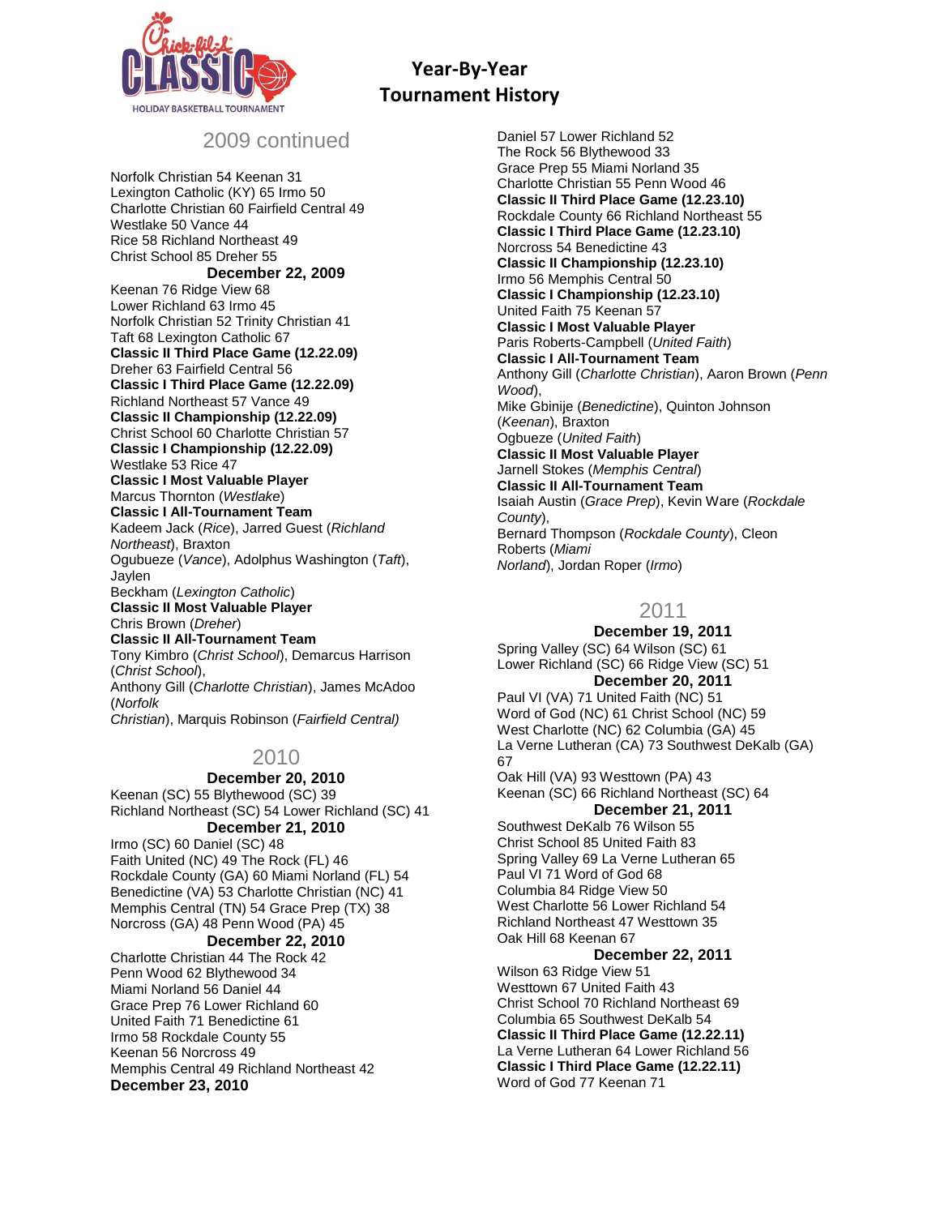# Year-By-Year Tournament History

## 2009 continued

Norfolk Christian 54 Keenan 31
Lexington Catholic (KY) 65 Irmo 50
Charlotte Christian 60 Fairfield Central 49
Westlake 50 Vance 44
Rice 58 Richland Northeast 49
Christ School 85 Dreher 55

**December 22, 2009**

Keenan 76 Ridge View 68
Lower Richland 63 Irmo 45
Norfolk Christian 52 Trinity Christian 41
Taft 68 Lexington Catholic 67

**Classic II Third Place Game (12.22.09)**
Dreher 63 Fairfield Central 56

**Classic I Third Place Game (12.22.09)**
Richland Northeast 57 Vance 49

**Classic II Championship (12.22.09)**
Christ School 60 Charlotte Christian 57

**Classic I Championship (12.22.09)**
Westlake 53 Rice 47

**Classic I Most Valuable Player**
Marcus Thornton (*Westlake*)

**Classic I All-Tournament Team**
Kadeem Jack (*Rice*), Jarred Guest (*Richland Northeast*), Braxton Ogubueze (*Vance*), Adolphus Washington (*Taft*), Jaylen Beckham (*Lexington Catholic*)

**Classic II Most Valuable Player**
Chris Brown (*Dreher*)

**Classic II All-Tournament Team**
Tony Kimbro (*Christ School*), Demarcus Harrison (*Christ School*), Anthony Gill (*Charlotte Christian*), James McAdoo (*Norfolk Christian*), Marquis Robinson (*Fairfield Central)*

## 2010

**December 20, 2010**

Keenan (SC) 55 Blythewood (SC) 39
Richland Northeast (SC) 54 Lower Richland (SC) 41

**December 21, 2010**

Irmo (SC) 60 Daniel (SC) 48
Faith United (NC) 49 The Rock (FL) 46
Rockdale County (GA) 60 Miami Norland (FL) 54
Benedictine (VA) 53 Charlotte Christian (NC) 41
Memphis Central (TN) 54 Grace Prep (TX) 38
Norcross (GA) 48 Penn Wood (PA) 45

**December 22, 2010**

Charlotte Christian 44 The Rock 42
Penn Wood 62 Blythewood 34
Miami Norland 56 Daniel 44
Grace Prep 76 Lower Richland 60
United Faith 71 Benedictine 61
Irmo 58 Rockdale County 55
Keenan 56 Norcross 49
Memphis Central 49 Richland Northeast 42

**December 23, 2010**

Daniel 57 Lower Richland 52
The Rock 56 Blythewood 33
Grace Prep 55 Miami Norland 35
Charlotte Christian 55 Penn Wood 46

**Classic II Third Place Game (12.23.10)**
Rockdale County 66 Richland Northeast 55

**Classic I Third Place Game (12.23.10)**
Norcross 54 Benedictine 43

**Classic II Championship (12.23.10)**
Irmo 56 Memphis Central 50

**Classic I Championship (12.23.10)**
United Faith 75 Keenan 57

**Classic I Most Valuable Player**
Paris Roberts-Campbell (*United Faith*)

**Classic I All-Tournament Team**
Anthony Gill (*Charlotte Christian*), Aaron Brown (*Penn Wood*), Mike Gbinije (*Benedictine*), Quinton Johnson (*Keenan*), Braxton Ogbueze (*United Faith*)

**Classic II Most Valuable Player**
Jarnell Stokes (*Memphis Central*)

**Classic II All-Tournament Team**
Isaiah Austin (*Grace Prep*), Kevin Ware (*Rockdale County*), Bernard Thompson (*Rockdale County*), Cleon Roberts (*Miami Norland*), Jordan Roper (*Irmo*)

## 2011

**December 19, 2011**

Spring Valley (SC) 64 Wilson (SC) 61
Lower Richland (SC) 66 Ridge View (SC) 51

**December 20, 2011**

Paul VI (VA) 71 United Faith (NC) 51
Word of God (NC) 61 Christ School (NC) 59
West Charlotte (NC) 62 Columbia (GA) 45
La Verne Lutheran (CA) 73 Southwest DeKalb (GA) 67
Oak Hill (VA) 93 Westtown (PA) 43
Keenan (SC) 66 Richland Northeast (SC) 64

**December 21, 2011**

Southwest DeKalb 76 Wilson 55
Christ School 85 United Faith 83
Spring Valley 69 La Verne Lutheran 65
Paul VI 71 Word of God 68
Columbia 84 Ridge View 50
West Charlotte 56 Lower Richland 54
Richland Northeast 47 Westtown 35
Oak Hill 68 Keenan 67

**December 22, 2011**

Wilson 63 Ridge View 51
Westtown 67 United Faith 43
Christ School 70 Richland Northeast 69
Columbia 65 Southwest DeKalb 54

**Classic II Third Place Game (12.22.11)**
La Verne Lutheran 64 Lower Richland 56

**Classic I Third Place Game (12.22.11)**
Word of God 77 Keenan 71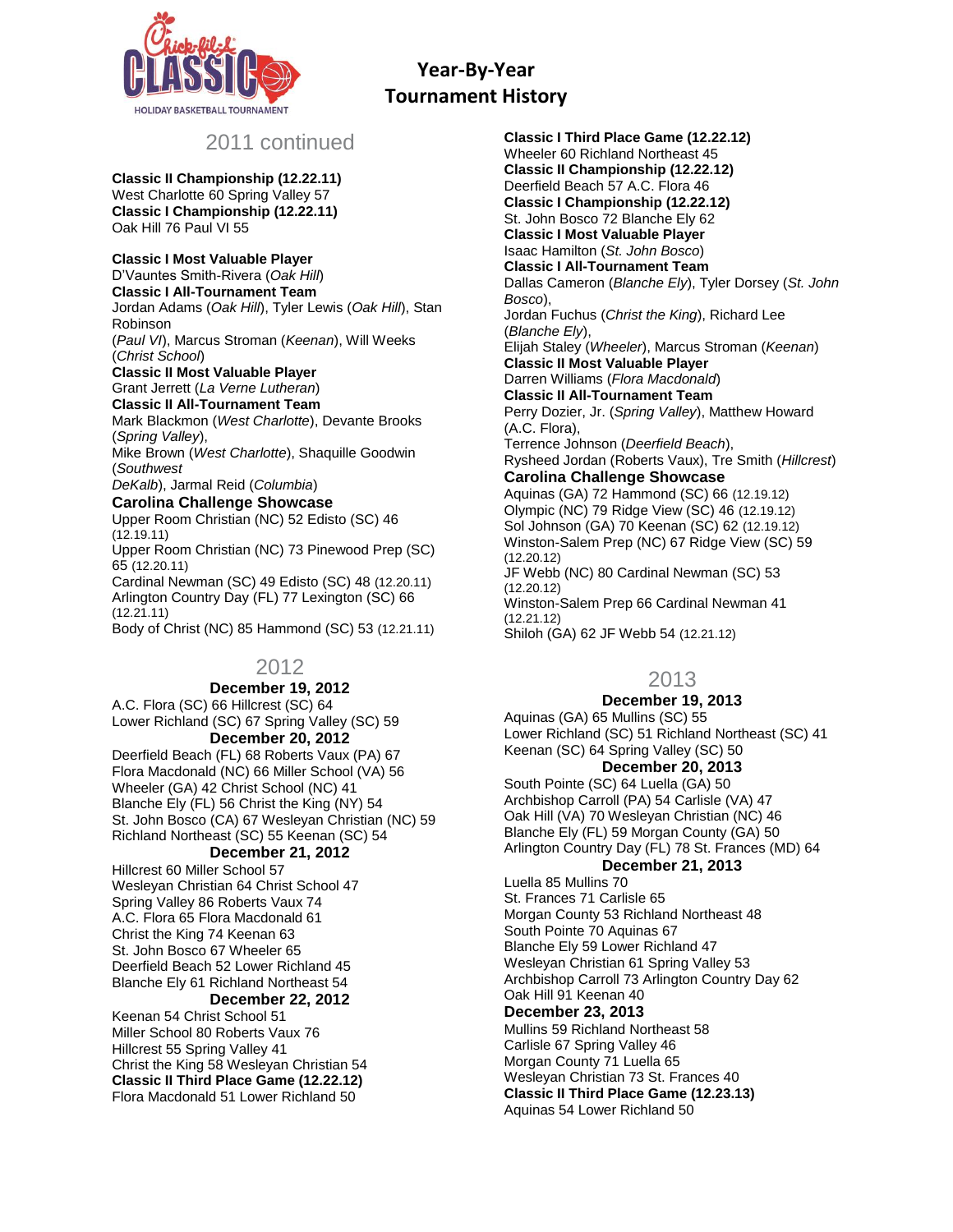# Year-By-Year Tournament History

## 2011 continued

**Classic II Championship (12.22.11)**
West Charlotte 60 Spring Valley 57
**Classic I Championship (12.22.11)**
Oak Hill 76 Paul VI 55

**Classic I Most Valuable Player**
D'Vauntes Smith-Rivera (*Oak Hill*)
**Classic I All-Tournament Team**
Jordan Adams (*Oak Hill*), Tyler Lewis (*Oak Hill*), Stan Robinson (*Paul VI*), Marcus Stroman (*Keenan*), Will Weeks (*Christ School*)
**Classic II Most Valuable Player**
Grant Jerrett (*La Verne Lutheran*)
**Classic II All-Tournament Team**
Mark Blackmon (*West Charlotte*), Devante Brooks (*Spring Valley*),
Mike Brown (*West Charlotte*), Shaquille Goodwin (*Southwest DeKalb*), Jarmal Reid (*Columbia*)

**Carolina Challenge Showcase**
Upper Room Christian (NC) 52 Edisto (SC) 46 (12.19.11)
Upper Room Christian (NC) 73 Pinewood Prep (SC) 65 (12.20.11)
Cardinal Newman (SC) 49 Edisto (SC) 48 (12.20.11)
Arlington Country Day (FL) 77 Lexington (SC) 66 (12.21.11)
Body of Christ (NC) 85 Hammond (SC) 53 (12.21.11)

## 2012

**December 19, 2012**
A.C. Flora (SC) 66 Hillcrest (SC) 64
Lower Richland (SC) 67 Spring Valley (SC) 59
**December 20, 2012**
Deerfield Beach (FL) 68 Roberts Vaux (PA) 67
Flora Macdonald (NC) 66 Miller School (VA) 56
Wheeler (GA) 42 Christ School (NC) 41
Blanche Ely (FL) 56 Christ the King (NY) 54
St. John Bosco (CA) 67 Wesleyan Christian (NC) 59
Richland Northeast (SC) 55 Keenan (SC) 54
**December 21, 2012**
Hillcrest 60 Miller School 57
Wesleyan Christian 64 Christ School 47
Spring Valley 86 Roberts Vaux 74
A.C. Flora 65 Flora Macdonald 61
Christ the King 74 Keenan 63
St. John Bosco 67 Wheeler 65
Deerfield Beach 52 Lower Richland 45
Blanche Ely 61 Richland Northeast 54
**December 22, 2012**
Keenan 54 Christ School 51
Miller School 80 Roberts Vaux 76
Hillcrest 55 Spring Valley 41
Christ the King 58 Wesleyan Christian 54
**Classic II Third Place Game (12.22.12)**
Flora Macdonald 51 Lower Richland 50
**Classic I Third Place Game (12.22.12)**
Wheeler 60 Richland Northeast 45
**Classic II Championship (12.22.12)**
Deerfield Beach 57 A.C. Flora 46
**Classic I Championship (12.22.12)**
St. John Bosco 72 Blanche Ely 62
**Classic I Most Valuable Player**
Isaac Hamilton (*St. John Bosco*)
**Classic I All-Tournament Team**
Dallas Cameron (*Blanche Ely*), Tyler Dorsey (*St. John Bosco*),
Jordan Fuchus (*Christ the King*), Richard Lee (*Blanche Ely*),
Elijah Staley (*Wheeler*), Marcus Stroman (*Keenan*)
**Classic II Most Valuable Player**
Darren Williams (*Flora Macdonald*)
**Classic II All-Tournament Team**
Perry Dozier, Jr. (*Spring Valley*), Matthew Howard (A.C. Flora),
Terrence Johnson (*Deerfield Beach*),
Rysheed Jordan (Roberts Vaux), Tre Smith (*Hillcrest*)

**Carolina Challenge Showcase**
Aquinas (GA) 72 Hammond (SC) 66 (12.19.12)
Olympic (NC) 79 Ridge View (SC) 46 (12.19.12)
Sol Johnson (GA) 70 Keenan (SC) 62 (12.19.12)
Winston-Salem Prep (NC) 67 Ridge View (SC) 59 (12.20.12)
JF Webb (NC) 80 Cardinal Newman (SC) 53 (12.20.12)
Winston-Salem Prep 66 Cardinal Newman 41 (12.21.12)
Shiloh (GA) 62 JF Webb 54 (12.21.12)

## 2013

**December 19, 2013**
Aquinas (GA) 65 Mullins (SC) 55
Lower Richland (SC) 51 Richland Northeast (SC) 41
Keenan (SC) 64 Spring Valley (SC) 50
**December 20, 2013**
South Pointe (SC) 64 Luella (GA) 50
Archbishop Carroll (PA) 54 Carlisle (VA) 47
Oak Hill (VA) 70 Wesleyan Christian (NC) 46
Blanche Ely (FL) 59 Morgan County (GA) 50
Arlington Country Day (FL) 78 St. Frances (MD) 64
**December 21, 2013**
Luella 85 Mullins 70
St. Frances 71 Carlisle 65
Morgan County 53 Richland Northeast 48
South Pointe 70 Aquinas 67
Blanche Ely 59 Lower Richland 47
Wesleyan Christian 61 Spring Valley 53
Archbishop Carroll 73 Arlington Country Day 62
Oak Hill 91 Keenan 40
**December 23, 2013**
Mullins 59 Richland Northeast 58
Carlisle 67 Spring Valley 46
Morgan County 71 Luella 65
Wesleyan Christian 73 St. Frances 40
**Classic II Third Place Game (12.23.13)**
Aquinas 54 Lower Richland 50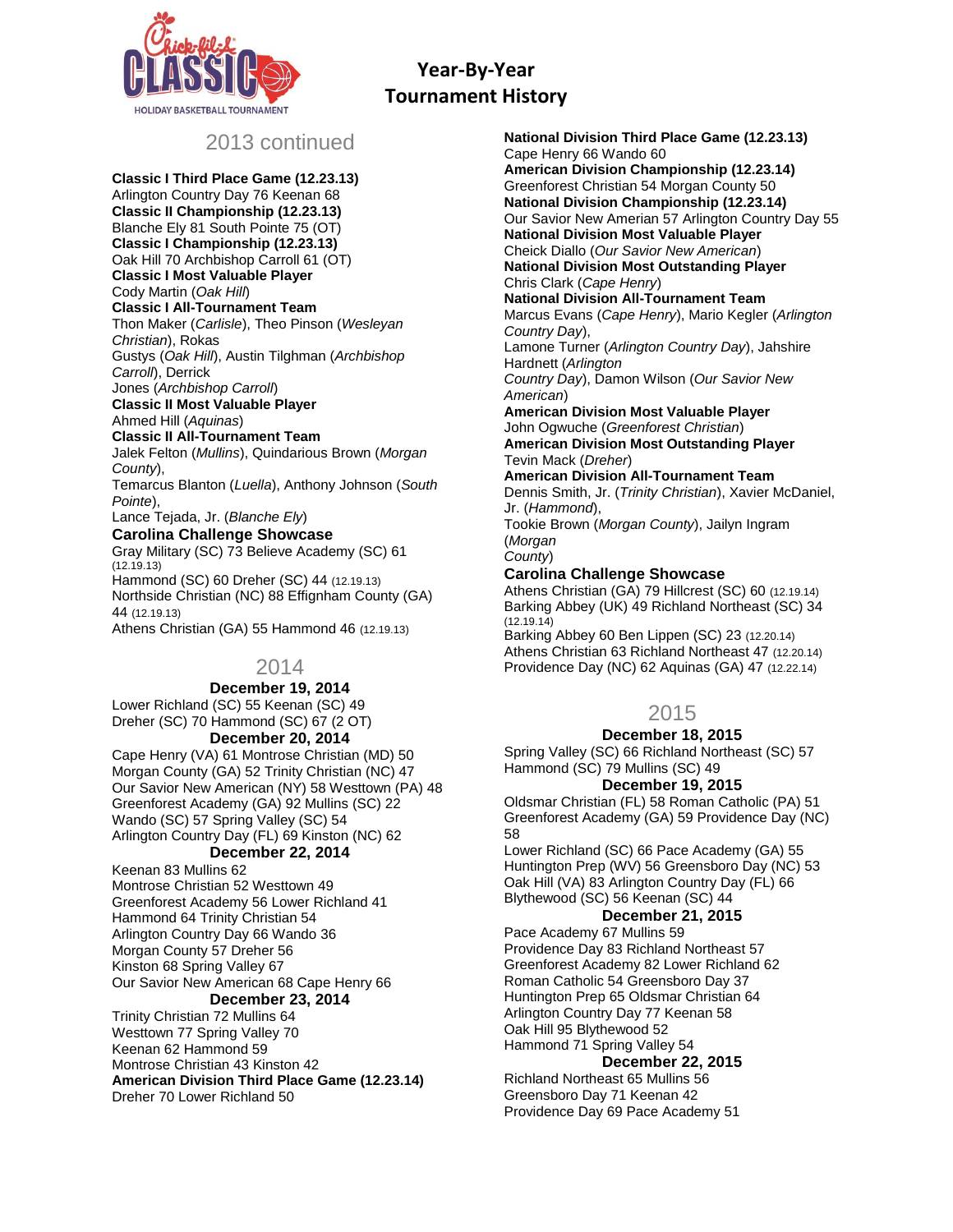# Year-By-Year Tournament History

## 2013 continued

**Classic I Third Place Game (12.23.13)**
Arlington Country Day 76 Keenan 68
**Classic II Championship (12.23.13)**
Blanche Ely 81 South Pointe 75 (OT)
**Classic I Championship (12.23.13)**
Oak Hill 70 Archbishop Carroll 61 (OT)
**Classic I Most Valuable Player**
Cody Martin (*Oak Hill*)
**Classic I All-Tournament Team**
Thon Maker (*Carlisle*), Theo Pinson (*Wesleyan Christian*), Rokas Gustys (*Oak Hill*), Austin Tilghman (*Archbishop Carroll*), Derrick Jones (*Archbishop Carroll*)
**Classic II Most Valuable Player**
Ahmed Hill (*Aquinas*)
**Classic II All-Tournament Team**
Jalek Felton (*Mullins*), Quindarious Brown (*Morgan County*),
Temarcus Blanton (*Luella*), Anthony Johnson (*South Pointe*),
Lance Tejada, Jr. (*Blanche Ely*)
**Carolina Challenge Showcase**
Gray Military (SC) 73 Believe Academy (SC) 61 (12.19.13)
Hammond (SC) 60 Dreher (SC) 44 (12.19.13)
Northside Christian (NC) 88 Effignham County (GA) 44 (12.19.13)
Athens Christian (GA) 55 Hammond 46 (12.19.13)

## 2014

**December 19, 2014**
Lower Richland (SC) 55 Keenan (SC) 49
Dreher (SC) 70 Hammond (SC) 67 (2 OT)
**December 20, 2014**
Cape Henry (VA) 61 Montrose Christian (MD) 50
Morgan County (GA) 52 Trinity Christian (NC) 47
Our Savior New American (NY) 58 Westtown (PA) 48
Greenforest Academy (GA) 92 Mullins (SC) 22
Wando (SC) 57 Spring Valley (SC) 54
Arlington Country Day (FL) 69 Kinston (NC) 62
**December 22, 2014**
Keenan 83 Mullins 62
Montrose Christian 52 Westtown 49
Greenforest Academy 56 Lower Richland 41
Hammond 64 Trinity Christian 54
Arlington Country Day 66 Wando 36
Morgan County 57 Dreher 56
Kinston 68 Spring Valley 67
Our Savior New American 68 Cape Henry 66
**December 23, 2014**
Trinity Christian 72 Mullins 64
Westtown 77 Spring Valley 70
Keenan 62 Hammond 59
Montrose Christian 43 Kinston 42
**American Division Third Place Game (12.23.14)**
Dreher 70 Lower Richland 50
**National Division Third Place Game (12.23.13)**
Cape Henry 66 Wando 60
**American Division Championship (12.23.14)**
Greenforest Christian 54 Morgan County 50
**National Division Championship (12.23.14)**
Our Savior New Amerian 57 Arlington Country Day 55
**National Division Most Valuable Player**
Cheick Diallo (*Our Savior New American*)
**National Division Most Outstanding Player**
Chris Clark (*Cape Henry*)
**National Division All-Tournament Team**
Marcus Evans (*Cape Henry*), Mario Kegler (*Arlington Country Day*),
Lamone Turner (*Arlington Country Day*), Jahshire Hardnett (*Arlington Country Day*), Damon Wilson (*Our Savior New American*)
**American Division Most Valuable Player**
John Ogwuche (*Greenforest Christian*)
**American Division Most Outstanding Player**
Tevin Mack (*Dreher*)
**American Division All-Tournament Team**
Dennis Smith, Jr. (*Trinity Christian*), Xavier McDaniel, Jr. (*Hammond*),
Tookie Brown (*Morgan County*), Jailyn Ingram (*Morgan County*)
**Carolina Challenge Showcase**
Athens Christian (GA) 79 Hillcrest (SC) 60 (12.19.14)
Barking Abbey (UK) 49 Richland Northeast (SC) 34 (12.19.14)
Barking Abbey 60 Ben Lippen (SC) 23 (12.20.14)
Athens Christian 63 Richland Northeast 47 (12.20.14)
Providence Day (NC) 62 Aquinas (GA) 47 (12.22.14)

## 2015

**December 18, 2015**
Spring Valley (SC) 66 Richland Northeast (SC) 57
Hammond (SC) 79 Mullins (SC) 49
**December 19, 2015**
Oldsmar Christian (FL) 58 Roman Catholic (PA) 51
Greenforest Academy (GA) 59 Providence Day (NC) 58
Lower Richland (SC) 66 Pace Academy (GA) 55
Huntington Prep (WV) 56 Greensboro Day (NC) 53
Oak Hill (VA) 83 Arlington Country Day (FL) 66
Blythewood (SC) 56 Keenan (SC) 44
**December 21, 2015**
Pace Academy 67 Mullins 59
Providence Day 83 Richland Northeast 57
Greenforest Academy 82 Lower Richland 62
Roman Catholic 54 Greensboro Day 37
Huntington Prep 65 Oldsmar Christian 64
Arlington Country Day 77 Keenan 58
Oak Hill 95 Blythewood 52
Hammond 71 Spring Valley 54
**December 22, 2015**
Richland Northeast 65 Mullins 56
Greensboro Day 71 Keenan 42
Providence Day 69 Pace Academy 51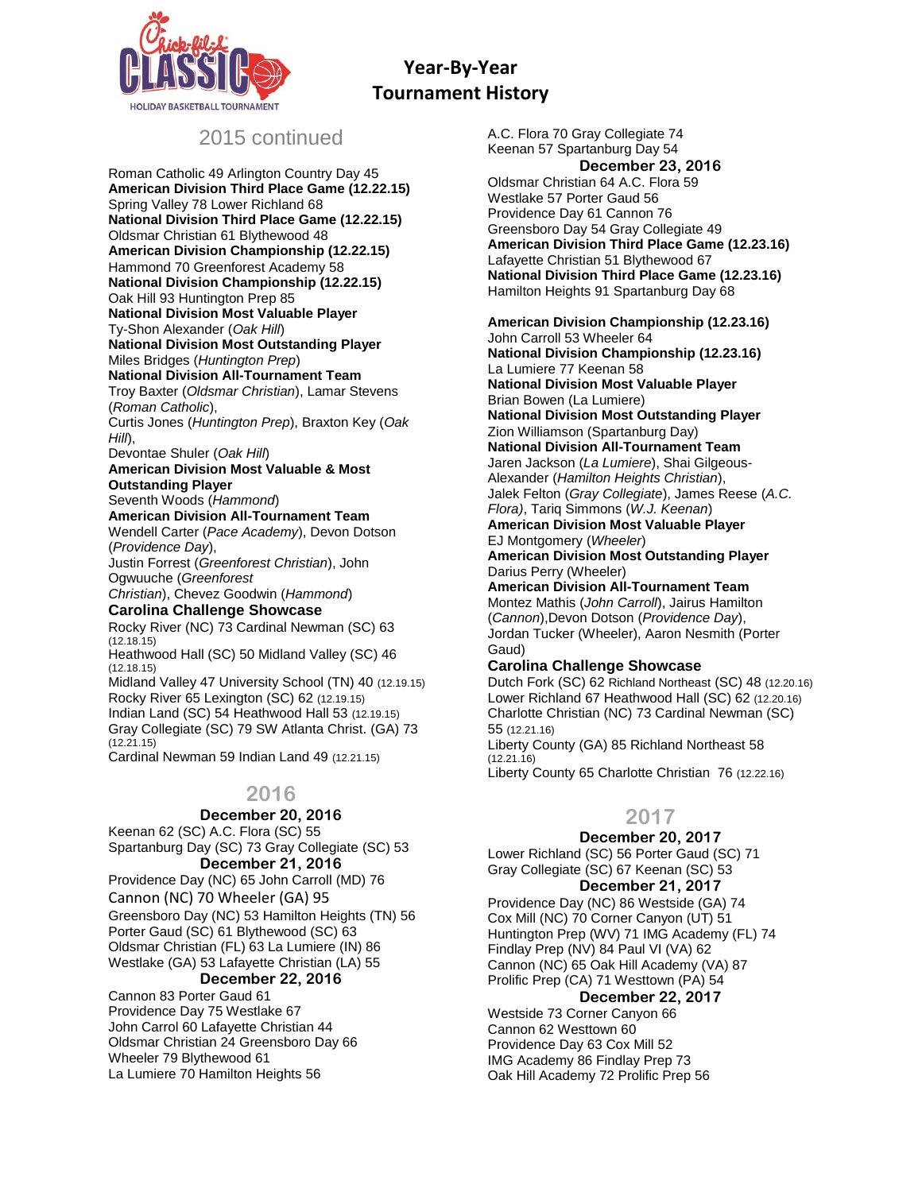# Year-By-Year Tournament History

## 2015 continued

Roman Catholic 49 Arlington Country Day 45

**American Division Third Place Game (12.22.15)**
Spring Valley 78 Lower Richland 68

**National Division Third Place Game (12.22.15)**
Oldsmar Christian 61 Blythewood 48

**American Division Championship (12.22.15)**
Hammond 70 Greenforest Academy 58

**National Division Championship (12.22.15)**
Oak Hill 93 Huntington Prep 85

**National Division Most Valuable Player**
Ty-Shon Alexander (*Oak Hill*)

**National Division Most Outstanding Player**
Miles Bridges (*Huntington Prep*)

**National Division All-Tournament Team**
Troy Baxter (*Oldsmar Christian*), Lamar Stevens (*Roman Catholic*),
Curtis Jones (*Huntington Prep*), Braxton Key (*Oak Hill*),
Devontae Shuler (*Oak Hill*)

**American Division Most Valuable & Most Outstanding Player**
Seventh Woods (*Hammond*)

**American Division All-Tournament Team**
Wendell Carter (*Pace Academy*), Devon Dotson (*Providence Day*),
Justin Forrest (*Greenforest Christian*), John Ogwuuche (*Greenforest Christian*), Chevez Goodwin (*Hammond*)

**Carolina Challenge Showcase**
Rocky River (NC) 73 Cardinal Newman (SC) 63 (12.18.15)
Heathwood Hall (SC) 50 Midland Valley (SC) 46 (12.18.15)
Midland Valley 47 University School (TN) 40 (12.19.15)
Rocky River 65 Lexington (SC) 62 (12.19.15)
Indian Land (SC) 54 Heathwood Hall 53 (12.19.15)
Gray Collegiate (SC) 79 SW Atlanta Christ. (GA) 73 (12.21.15)
Cardinal Newman 59 Indian Land 49 (12.21.15)

## 2016

**December 20, 2016**
Keenan 62 (SC) A.C. Flora (SC) 55
Spartanburg Day (SC) 73 Gray Collegiate (SC) 53

**December 21, 2016**
Providence Day (NC) 65 John Carroll (MD) 76
Cannon (NC) 70 Wheeler (GA) 95
Greensboro Day (NC) 53 Hamilton Heights (TN) 56
Porter Gaud (SC) 61 Blythewood (SC) 63
Oldsmar Christian (FL) 63 La Lumiere (IN) 86
Westlake (GA) 53 Lafayette Christian (LA) 55

**December 22, 2016**
Cannon 83 Porter Gaud 61
Providence Day 75 Westlake 67
John Carrol 60 Lafayette Christian 44
Oldsmar Christian 24 Greensboro Day 66
Wheeler 79 Blythewood 61
La Lumiere 70 Hamilton Heights 56
A.C. Flora 70 Gray Collegiate 74
Keenan 57 Spartanburg Day 54

**December 23, 2016**
Oldsmar Christian 64 A.C. Flora 59
Westlake 57 Porter Gaud 56
Providence Day 61 Cannon 76
Greensboro Day 54 Gray Collegiate 49

**American Division Third Place Game (12.23.16)**
Lafayette Christian 51 Blythewood 67

**National Division Third Place Game (12.23.16)**
Hamilton Heights 91 Spartanburg Day 68

**American Division Championship (12.23.16)**
John Carroll 53 Wheeler 64

**National Division Championship (12.23.16)**
La Lumiere 77 Keenan 58

**National Division Most Valuable Player**
Brian Bowen (La Lumiere)

**National Division Most Outstanding Player**
Zion Williamson (Spartanburg Day)

**National Division All-Tournament Team**
Jaren Jackson (*La Lumiere*), Shai Gilgeous-Alexander (*Hamilton Heights Christian*),
Jalek Felton (*Gray Collegiate*), James Reese (*A.C. Flora)*, Tariq Simmons (*W.J. Keenan*)

**American Division Most Valuable Player**
EJ Montgomery (*Wheeler*)

**American Division Most Outstanding Player**
Darius Perry (Wheeler)

**American Division All-Tournament Team**
Montez Mathis (*John Carroll*), Jairus Hamilton (*Cannon*),Devon Dotson (*Providence Day*),
Jordan Tucker (Wheeler), Aaron Nesmith (Porter Gaud)

**Carolina Challenge Showcase**
Dutch Fork (SC) 62 Richland Northeast (SC) 48 (12.20.16)
Lower Richland 67 Heathwood Hall (SC) 62 (12.20.16)
Charlotte Christian (NC) 73 Cardinal Newman (SC) 55 (12.21.16)
Liberty County (GA) 85 Richland Northeast 58 (12.21.16)
Liberty County 65 Charlotte Christian 76 (12.22.16)

## 2017

**December 20, 2017**
Lower Richland (SC) 56 Porter Gaud (SC) 71
Gray Collegiate (SC) 67 Keenan (SC) 53

**December 21, 2017**
Providence Day (NC) 86 Westside (GA) 74
Cox Mill (NC) 70 Corner Canyon (UT) 51
Huntington Prep (WV) 71 IMG Academy (FL) 74
Findlay Prep (NV) 84 Paul VI (VA) 62
Cannon (NC) 65 Oak Hill Academy (VA) 87
Prolific Prep (CA) 71 Westtown (PA) 54

**December 22, 2017**
Westside 73 Corner Canyon 66
Cannon 62 Westtown 60
Providence Day 63 Cox Mill 52
IMG Academy 86 Findlay Prep 73
Oak Hill Academy 72 Prolific Prep 56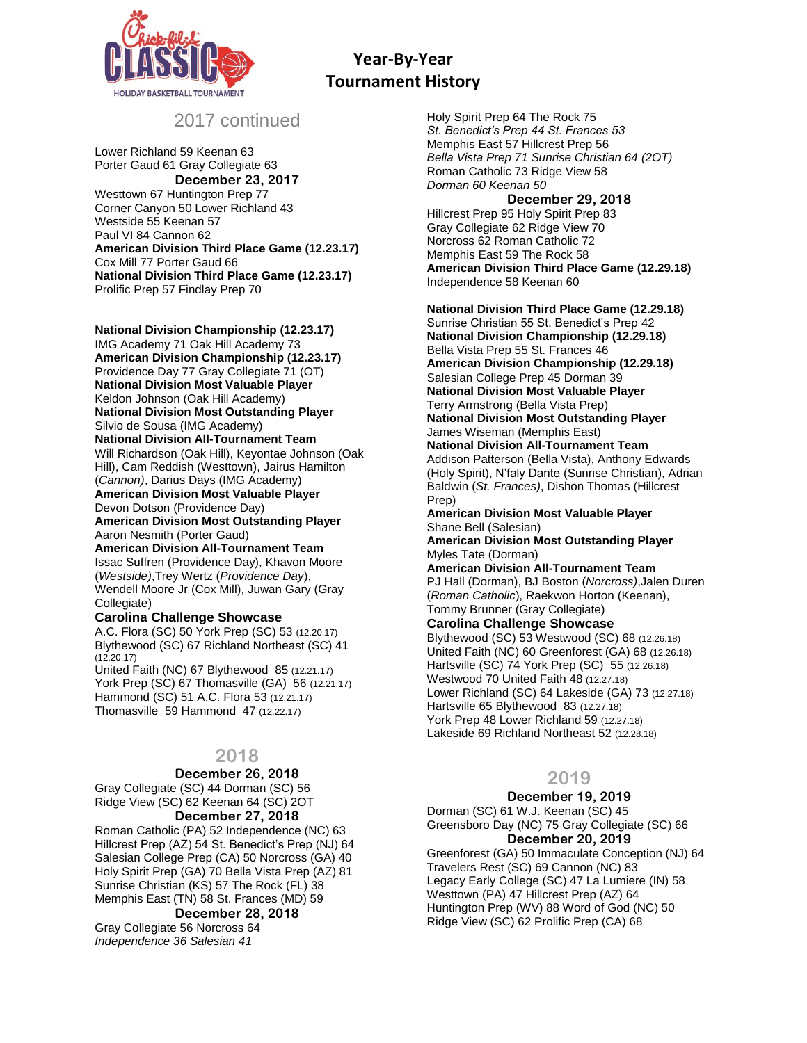# Year-By-Year Tournament History

## 2017 continued

Lower Richland 59 Keenan 63
Porter Gaud 61 Gray Collegiate 63

**December 23, 2017**

Westtown 67 Huntington Prep 77
Corner Canyon 50 Lower Richland 43
Westside 55 Keenan 57
Paul VI 84 Cannon 62

**American Division Third Place Game (12.23.17)**
Cox Mill 77 Porter Gaud 66

**National Division Third Place Game (12.23.17)**
Prolific Prep 57 Findlay Prep 70

**National Division Championship (12.23.17)**
IMG Academy 71 Oak Hill Academy 73

**American Division Championship (12.23.17)**
Providence Day 77 Gray Collegiate 71 (OT)

**National Division Most Valuable Player**
Keldon Johnson (Oak Hill Academy)

**National Division Most Outstanding Player**
Silvio de Sousa (IMG Academy)

**National Division All-Tournament Team**
Will Richardson (Oak Hill), Keyontae Johnson (Oak Hill), Cam Reddish (Westtown), Jairus Hamilton (*Cannon)*, Darius Days (IMG Academy)

**American Division Most Valuable Player**
Devon Dotson (Providence Day)

**American Division Most Outstanding Player**
Aaron Nesmith (Porter Gaud)

**American Division All-Tournament Team**
Issac Suffren (Providence Day), Khavon Moore (*Westside)*,Trey Wertz (*Providence Day*), Wendell Moore Jr (Cox Mill), Juwan Gary (Gray Collegiate)

**Carolina Challenge Showcase**

A.C. Flora (SC) 50 York Prep (SC) 53 (12.20.17)
Blythewood (SC) 67 Richland Northeast (SC) 41 (12.20.17)
United Faith (NC) 67 Blythewood 85 (12.21.17)
York Prep (SC) 67 Thomasville (GA) 56 (12.21.17)
Hammond (SC) 51 A.C. Flora 53 (12.21.17)
Thomasville 59 Hammond 47 (12.22.17)

## 2018

**December 26, 2018**

Gray Collegiate (SC) 44 Dorman (SC) 56
Ridge View (SC) 62 Keenan 64 (SC) 2OT

**December 27, 2018**

Roman Catholic (PA) 52 Independence (NC) 63
Hillcrest Prep (AZ) 54 St. Benedict's Prep (NJ) 64
Salesian College Prep (CA) 50 Norcross (GA) 40
Holy Spirit Prep (GA) 70 Bella Vista Prep (AZ) 81
Sunrise Christian (KS) 57 The Rock (FL) 38
Memphis East (TN) 58 St. Frances (MD) 59

**December 28, 2018**

Gray Collegiate 56 Norcross 64
*Independence 36 Salesian 41*
Holy Spirit Prep 64 The Rock 75
*St. Benedict's Prep 44 St. Frances 53*
Memphis East 57 Hillcrest Prep 56
*Bella Vista Prep 71 Sunrise Christian 64 (2OT)*
Roman Catholic 73 Ridge View 58
*Dorman 60 Keenan 50*

**December 29, 2018**

Hillcrest Prep 95 Holy Spirit Prep 83
Gray Collegiate 62 Ridge View 70
Norcross 62 Roman Catholic 72
Memphis East 59 The Rock 58

**American Division Third Place Game (12.29.18)**
Independence 58 Keenan 60

**National Division Third Place Game (12.29.18)**
Sunrise Christian 55 St. Benedict's Prep 42

**National Division Championship (12.29.18)**
Bella Vista Prep 55 St. Frances 46

**American Division Championship (12.29.18)**
Salesian College Prep 45 Dorman 39

**National Division Most Valuable Player**
Terry Armstrong (Bella Vista Prep)

**National Division Most Outstanding Player**
James Wiseman (Memphis East)

**National Division All-Tournament Team**
Addison Patterson (Bella Vista), Anthony Edwards (Holy Spirit), N'faly Dante (Sunrise Christian), Adrian Baldwin (*St. Frances)*, Dishon Thomas (Hillcrest Prep)

**American Division Most Valuable Player**
Shane Bell (Salesian)

**American Division Most Outstanding Player**
Myles Tate (Dorman)

**American Division All-Tournament Team**
PJ Hall (Dorman), BJ Boston (*Norcross)*,Jalen Duren (*Roman Catholic*), Raekwon Horton (Keenan), Tommy Brunner (Gray Collegiate)

**Carolina Challenge Showcase**

Blythewood (SC) 53 Westwood (SC) 68 (12.26.18)
United Faith (NC) 60 Greenforest (GA) 68 (12.26.18)
Hartsville (SC) 74 York Prep (SC) 55 (12.26.18)
Westwood 70 United Faith 48 (12.27.18)
Lower Richland (SC) 64 Lakeside (GA) 73 (12.27.18)
Hartsville 65 Blythewood 83 (12.27.18)
York Prep 48 Lower Richland 59 (12.27.18)
Lakeside 69 Richland Northeast 52 (12.28.18)

## 2019

**December 19, 2019**

Dorman (SC) 61 W.J. Keenan (SC) 45
Greensboro Day (NC) 75 Gray Collegiate (SC) 66

**December 20, 2019**

Greenforest (GA) 50 Immaculate Conception (NJ) 64
Travelers Rest (SC) 69 Cannon (NC) 83
Legacy Early College (SC) 47 La Lumiere (IN) 58
Westtown (PA) 47 Hillcrest Prep (AZ) 64
Huntington Prep (WV) 88 Word of God (NC) 50
Ridge View (SC) 62 Prolific Prep (CA) 68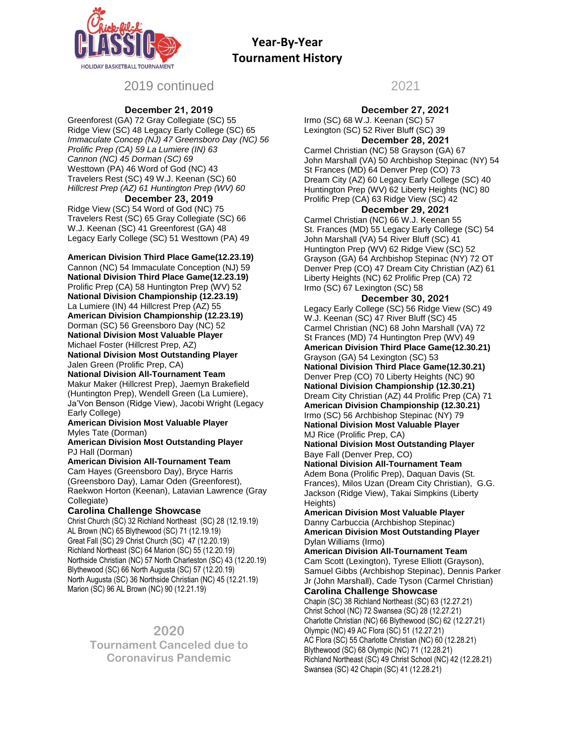# Year-By-Year Tournament History

## 2019 continued

### December 21, 2019

Greenforest (GA) 72 Gray Collegiate (SC) 55
Ridge View (SC) 48 Legacy Early College (SC) 65
*Immaculate Concep (NJ) 47 Greensboro Day (NC) 56*
*Prolific Prep (CA) 59 La Lumiere (IN) 63*
*Cannon (NC) 45 Dorman (SC) 69*
Westtown (PA) 46 Word of God (NC) 43
Travelers Rest (SC) 49 W.J. Keenan (SC) 60
*Hillcrest Prep (AZ) 61 Huntington Prep (WV) 60*

### December 23, 2019

Ridge View (SC) 54 Word of God (NC) 75
Travelers Rest (SC) 65 Gray Collegiate (SC) 66
W.J. Keenan (SC) 41 Greenforest (GA) 48
Legacy Early College (SC) 51 Westtown (PA) 49

**American Division Third Place Game(12.23.19)**
Cannon (NC) 54 Immaculate Conception (NJ) 59
**National Division Third Place Game(12.23.19)**
Prolific Prep (CA) 58 Huntington Prep (WV) 52
**National Division Championship (12.23.19)**
La Lumiere (IN) 44 Hillcrest Prep (AZ) 55
**American Division Championship (12.23.19)**
Dorman (SC) 56 Greensboro Day (NC) 52
**National Division Most Valuable Player**
Michael Foster (Hillcrest Prep, AZ)
**National Division Most Outstanding Player**
Jalen Green (Prolific Prep, CA)
**National Division All-Tournament Team**
Makur Maker (Hillcrest Prep), Jaemyn Brakefield (Huntington Prep), Wendell Green (La Lumiere), Ja'Von Benson (Ridge View), Jacobi Wright (Legacy Early College)
**American Division Most Valuable Player**
Myles Tate (Dorman)
**American Division Most Outstanding Player**
PJ Hall (Dorman)
**American Division All-Tournament Team**
Cam Hayes (Greensboro Day), Bryce Harris (Greensboro Day), Lamar Oden (Greenforest), Raekwon Horton (Keenan), Latavian Lawrence (Gray Collegiate)

### Carolina Challenge Showcase

Christ Church (SC) 32 Richland Northeast (SC) 28 (12.19.19)
AL Brown (NC) 65 Blythewood (SC) 71 (12.19.19)
Great Fall (SC) 29 Christ Church (SC) 47 (12.20.19)
Richland Northeast (SC) 64 Marion (SC) 55 (12.20.19)
Northside Christian (NC) 57 North Charleston (SC) 43 (12.20.19)
Blythewood (SC) 66 North Augusta (SC) 57 (12.20.19)
North Augusta (SC) 36 Northside Christian (NC) 45 (12.21.19)
Marion (SC) 96 AL Brown (NC) 90 (12.21.19)

## 2020

**Tournament Canceled due to Coronavirus Pandemic**

## 2021

### December 27, 2021

Irmo (SC) 68 W.J. Keenan (SC) 57
Lexington (SC) 52 River Bluff (SC) 39

### December 28, 2021

Carmel Christian (NC) 58 Grayson (GA) 67
John Marshall (VA) 50 Archbishop Stepinac (NY) 54
St Frances (MD) 64 Denver Prep (CO) 73
Dream City (AZ) 60 Legacy Early College (SC) 40
Huntington Prep (WV) 62 Liberty Heights (NC) 80
Prolific Prep (CA) 63 Ridge View (SC) 42

### December 29, 2021

Carmel Christian (NC) 66 W.J. Keenan 55
St. Frances (MD) 55 Legacy Early College (SC) 54
John Marshall (VA) 54 River Bluff (SC) 41
Huntington Prep (WV) 62 Ridge View (SC) 52
Grayson (GA) 64 Archbishop Stepinac (NY) 72 OT
Denver Prep (CO) 47 Dream City Christian (AZ) 61
Liberty Heights (NC) 62 Prolific Prep (CA) 72
Irmo (SC) 67 Lexington (SC) 58

### December 30, 2021

Legacy Early College (SC) 56 Ridge View (SC) 49
W.J. Keenan (SC) 47 River Bluff (SC) 45
Carmel Christian (NC) 68 John Marshall (VA) 72
St Frances (MD) 74 Huntington Prep (WV) 68

**American Division Third Place Game(12.30.21)**
Grayson (GA) 54 Lexington (SC) 53
**National Division Third Place Game(12.30.21)**
Denver Prep (CO) 70 Liberty Heights (NC) 90
**National Division Championship (12.30.21)**
Dream City Christian (AZ) 44 Prolific Prep (CA) 71
**American Division Championship (12.30.21)**
Irmo (SC) 56 Archbishop Stepinac (NY) 79
**National Division Most Valuable Player**
MJ Rice (Prolific Prep, CA)
**National Division Most Outstanding Player**
Baye Fall (Denver Prep, CO)
**National Division All-Tournament Team**
Adem Bona (Prolific Prep), Daquan Davis (St. Frances), Milos Uzan (Dream City Christian), G.G. Jackson (Ridge View), Takai Simpkins (Liberty Heights)
**American Division Most Valuable Player**
Danny Carbuccia (Archbishop Stepinac)
**American Division Most Outstanding Player**
Dylan Williams (Irmo)
**American Division All-Tournament Team**
Cam Scott (Lexington), Tyrese Elliott (Grayson), Samuel Gibbs (Archbishop Stepinac), Dennis Parker Jr (John Marshall), Cade Tyson (Carmel Christian)

### Carolina Challenge Showcase

Chapin (SC) 38 Richland Northeast (SC) 63 (12.27.21)
Christ School (NC) 72 Swansea (SC) 28 (12.27.21)
Charlotte Christian (NC) 66 Blythewood (SC) 62 (12.27.21)
Olympic (NC) 49 AC Flora (SC) 51 (12.27.21)
AC Flora (SC) 55 Charlotte Christian (NC) 60 (12.28.21)
Blythewood (SC) 68 Olympic (NC) 71 (12.28.21)
Richland Northeast (SC) 49 Christ School (NC) 42 (12.28.21)
Swansea (SC) 42 Chapin (SC) 41 (12.28.21)